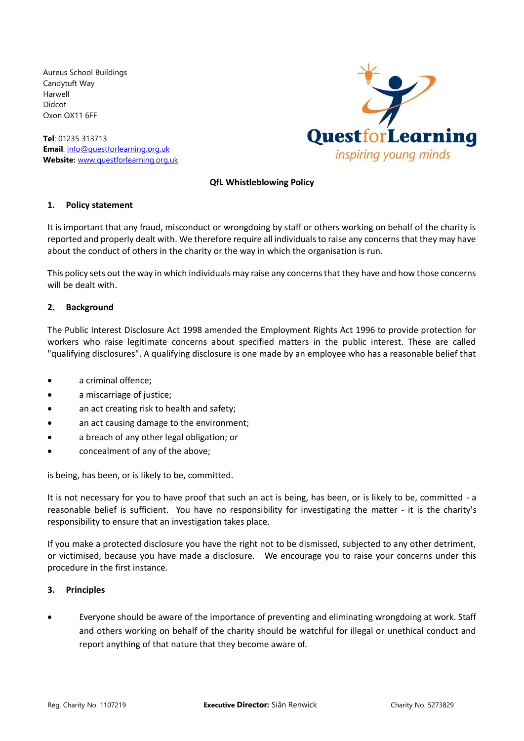Aureus School Buildings
Candytuft Way
Harwell
Didcot
Oxon OX11 6FF

**Tel**: 01235 313713
**Email**: info@questforlearning.org.uk
**Website:** www.questforlearning.org.uk

QuestforLearning
*inspiring young minds*

# QfL Whistleblowing Policy

## 1. Policy statement

It is important that any fraud, misconduct or wrongdoing by staff or others working on behalf of the charity is reported and properly dealt with. We therefore require all individuals to raise any concerns that they may have about the conduct of others in the charity or the way in which the organisation is run.

This policy sets out the way in which individuals may raise any concerns that they have and how those concerns will be dealt with.

## 2. Background

The Public Interest Disclosure Act 1998 amended the Employment Rights Act 1996 to provide protection for workers who raise legitimate concerns about specified matters in the public interest. These are called "qualifying disclosures". A qualifying disclosure is one made by an employee who has a reasonable belief that

- a criminal offence;
- a miscarriage of justice;
- an act creating risk to health and safety;
- an act causing damage to the environment;
- a breach of any other legal obligation; or
- concealment of any of the above;

is being, has been, or is likely to be, committed.

It is not necessary for you to have proof that such an act is being, has been, or is likely to be, committed - a reasonable belief is sufficient. You have no responsibility for investigating the matter - it is the charity's responsibility to ensure that an investigation takes place.

If you make a protected disclosure you have the right not to be dismissed, subjected to any other detriment, or victimised, because you have made a disclosure. We encourage you to raise your concerns under this procedure in the first instance.

## 3. Principles

- Everyone should be aware of the importance of preventing and eliminating wrongdoing at work. Staff and others working on behalf of the charity should be watchful for illegal or unethical conduct and report anything of that nature that they become aware of.

Reg. Charity No. 1107219 **Executive Director:** Siân Renwick Charity No. 5273829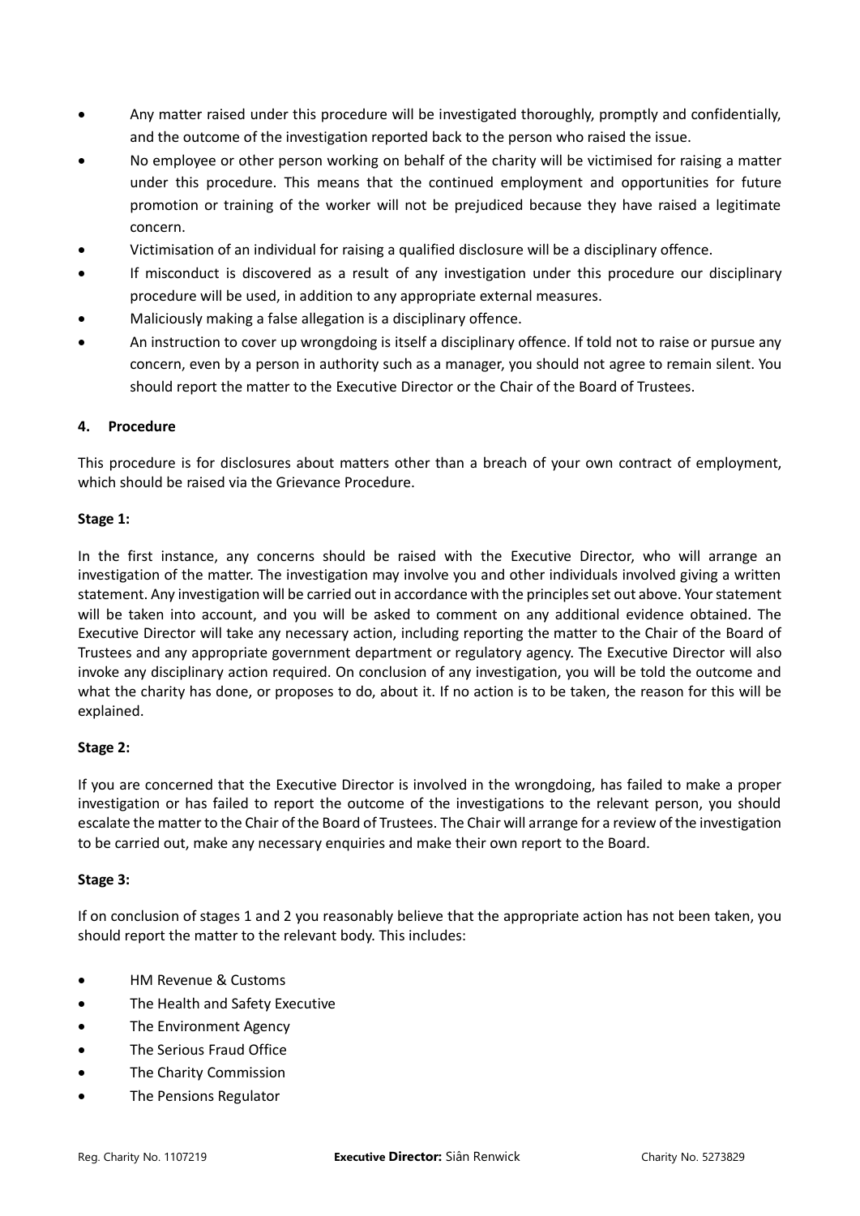- Any matter raised under this procedure will be investigated thoroughly, promptly and confidentially, and the outcome of the investigation reported back to the person who raised the issue.
- No employee or other person working on behalf of the charity will be victimised for raising a matter under this procedure. This means that the continued employment and opportunities for future promotion or training of the worker will not be prejudiced because they have raised a legitimate concern.
- Victimisation of an individual for raising a qualified disclosure will be a disciplinary offence.
- If misconduct is discovered as a result of any investigation under this procedure our disciplinary procedure will be used, in addition to any appropriate external measures.
- Maliciously making a false allegation is a disciplinary offence.
- An instruction to cover up wrongdoing is itself a disciplinary offence. If told not to raise or pursue any concern, even by a person in authority such as a manager, you should not agree to remain silent. You should report the matter to the Executive Director or the Chair of the Board of Trustees.

## 4. Procedure

This procedure is for disclosures about matters other than a breach of your own contract of employment, which should be raised via the Grievance Procedure.

**Stage 1:**

In the first instance, any concerns should be raised with the Executive Director, who will arrange an investigation of the matter. The investigation may involve you and other individuals involved giving a written statement. Any investigation will be carried out in accordance with the principles set out above. Your statement will be taken into account, and you will be asked to comment on any additional evidence obtained. The Executive Director will take any necessary action, including reporting the matter to the Chair of the Board of Trustees and any appropriate government department or regulatory agency. The Executive Director will also invoke any disciplinary action required. On conclusion of any investigation, you will be told the outcome and what the charity has done, or proposes to do, about it. If no action is to be taken, the reason for this will be explained.

**Stage 2:**

If you are concerned that the Executive Director is involved in the wrongdoing, has failed to make a proper investigation or has failed to report the outcome of the investigations to the relevant person, you should escalate the matter to the Chair of the Board of Trustees. The Chair will arrange for a review of the investigation to be carried out, make any necessary enquiries and make their own report to the Board.

**Stage 3:**

If on conclusion of stages 1 and 2 you reasonably believe that the appropriate action has not been taken, you should report the matter to the relevant body. This includes:

- HM Revenue & Customs
- The Health and Safety Executive
- The Environment Agency
- The Serious Fraud Office
- The Charity Commission
- The Pensions Regulator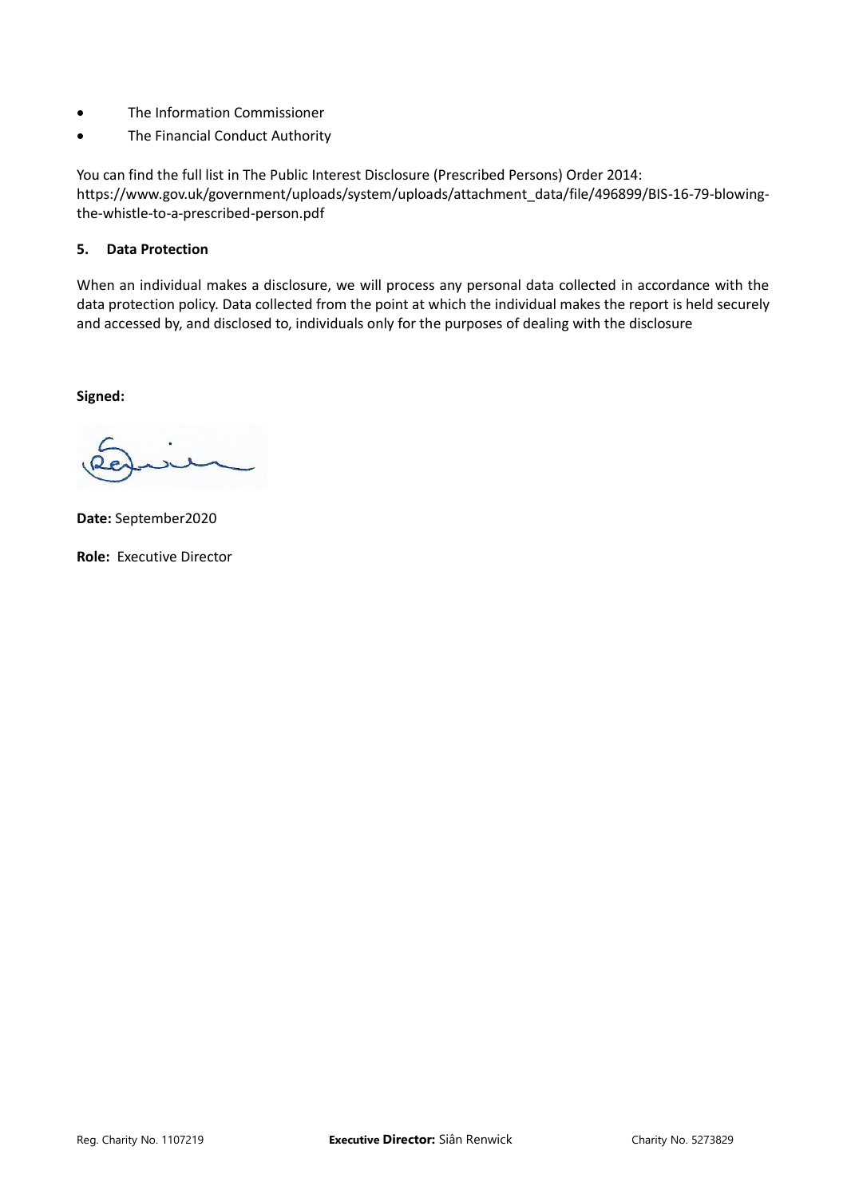- The Information Commissioner
- The Financial Conduct Authority

You can find the full list in The Public Interest Disclosure (Prescribed Persons) Order 2014: https://www.gov.uk/government/uploads/system/uploads/attachment_data/file/496899/BIS-16-79-blowing-the-whistle-to-a-prescribed-person.pdf

## 5. Data Protection

When an individual makes a disclosure, we will process any personal data collected in accordance with the data protection policy. Data collected from the point at which the individual makes the report is held securely and accessed by, and disclosed to, individuals only for the purposes of dealing with the disclosure

**Signed:**

**Date:** September2020

**Role:** Executive Director

Reg. Charity No. 1107219 **Executive Director:** Siân Renwick Charity No. 5273829